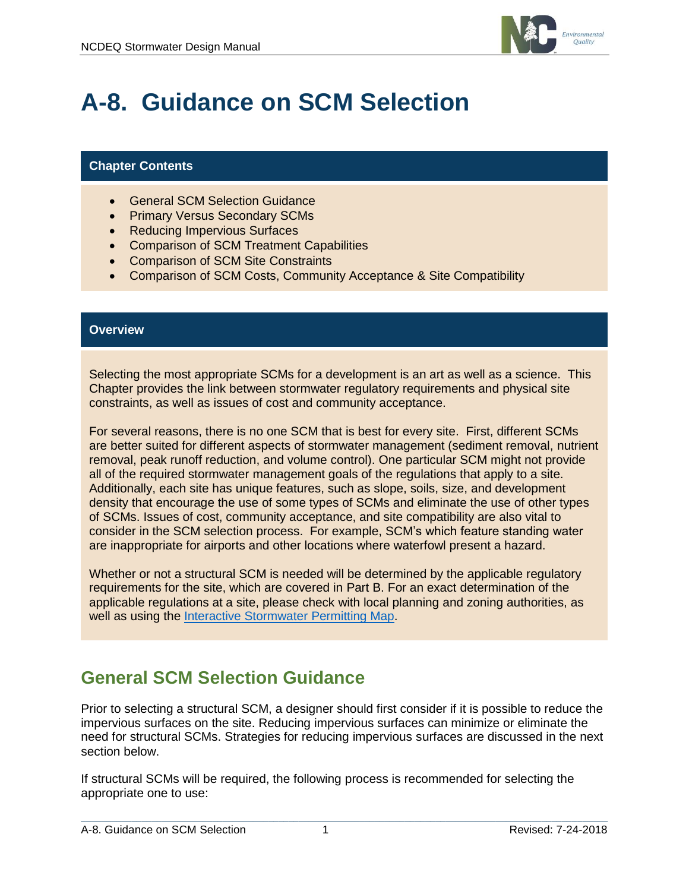# A-8. Guidance on SCM Selection

### Chapter Contents

- General SCM Selection Guidance
- Primary Versus Secondary SCMs
- Reducing Impervious Surfaces
- Comparison of SCM Treatment Capabilities
- Comparison of SCM Site Constraints
- Comparison of SCM Costs, Community Acceptance & Site Compatibility

### Overview

Selecting the most appropriate SCMs for a development is an art as well as a science. This Chapter provides the link between stormwater regulatory requirements and physical site constraints, as well as issues of cost and community acceptance.

For several reasons, there is no one SCM that is best for every site. First, different SCMs are better suited for different aspects of stormwater management (sediment removal, nutrient removal, peak runoff reduction, and volume control). One particular SCM might not provide all of the required stormwater management goals of the regulations that apply to a site. Additionally, each site has unique features, such as slope, soils, size, and development density that encourage the use of some types of SCMs and eliminate the use of other types of SCMs. Issues of cost, community acceptance, and site compatibility are also vital to consider in the SCM selection process. For example, SCM's which feature standing water are inappropriate for airports and other locations where waterfowl present a hazard.

Whether or not a structural SCM is needed will be determined by the applicable regulatory requirements for the site, which are covered in Part B. For an exact determination of the applicable regulations at a site, please check with local planning and zoning authorities, as well as using the Interactive Stormwater Permitting Map.

## General SCM Selection Guidance

Prior to selecting a structural SCM, a designer should first consider if it is possible to reduce the impervious surfaces on the site. Reducing impervious surfaces can minimize or eliminate the need for structural SCMs. Strategies for reducing impervious surfaces are discussed in the next section below.

If structural SCMs will be required, the following process is recommended for selecting the appropriate one to use: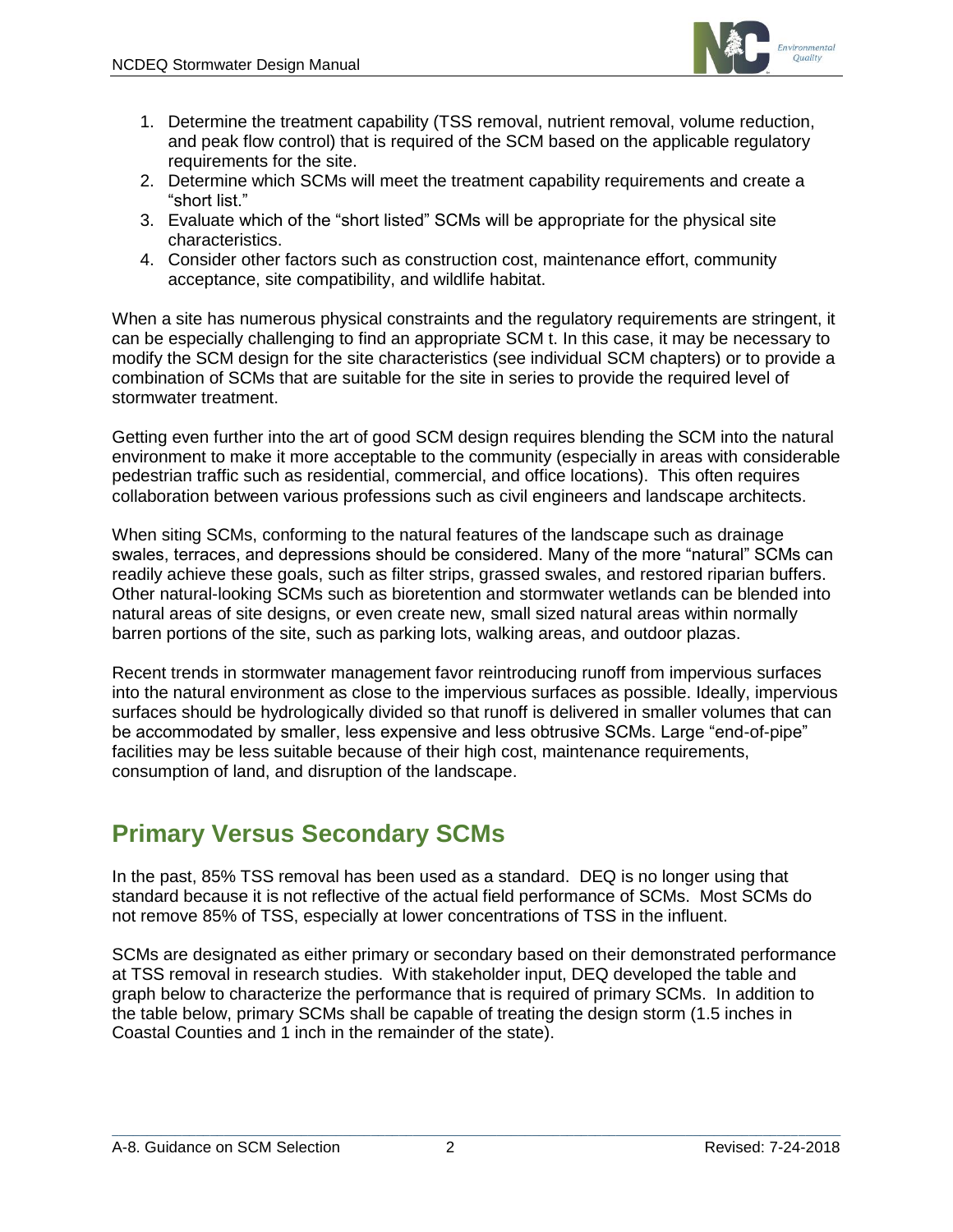1. Determine the treatment capability (TSS removal, nutrient removal, volume reduction, and peak flow control) that is required of the SCM based on the applicable regulatory requirements for the site.
2. Determine which SCMs will meet the treatment capability requirements and create a "short list."
3. Evaluate which of the "short listed" SCMs will be appropriate for the physical site characteristics.
4. Consider other factors such as construction cost, maintenance effort, community acceptance, site compatibility, and wildlife habitat.

When a site has numerous physical constraints and the regulatory requirements are stringent, it can be especially challenging to find an appropriate SCM t. In this case, it may be necessary to modify the SCM design for the site characteristics (see individual SCM chapters) or to provide a combination of SCMs that are suitable for the site in series to provide the required level of stormwater treatment.

Getting even further into the art of good SCM design requires blending the SCM into the natural environment to make it more acceptable to the community (especially in areas with considerable pedestrian traffic such as residential, commercial, and office locations). This often requires collaboration between various professions such as civil engineers and landscape architects.

When siting SCMs, conforming to the natural features of the landscape such as drainage swales, terraces, and depressions should be considered. Many of the more "natural" SCMs can readily achieve these goals, such as filter strips, grassed swales, and restored riparian buffers. Other natural-looking SCMs such as bioretention and stormwater wetlands can be blended into natural areas of site designs, or even create new, small sized natural areas within normally barren portions of the site, such as parking lots, walking areas, and outdoor plazas.

Recent trends in stormwater management favor reintroducing runoff from impervious surfaces into the natural environment as close to the impervious surfaces as possible. Ideally, impervious surfaces should be hydrologically divided so that runoff is delivered in smaller volumes that can be accommodated by smaller, less expensive and less obtrusive SCMs. Large "end-of-pipe" facilities may be less suitable because of their high cost, maintenance requirements, consumption of land, and disruption of the landscape.

## Primary Versus Secondary SCMs

In the past, 85% TSS removal has been used as a standard. DEQ is no longer using that standard because it is not reflective of the actual field performance of SCMs. Most SCMs do not remove 85% of TSS, especially at lower concentrations of TSS in the influent.

SCMs are designated as either primary or secondary based on their demonstrated performance at TSS removal in research studies. With stakeholder input, DEQ developed the table and graph below to characterize the performance that is required of primary SCMs. In addition to the table below, primary SCMs shall be capable of treating the design storm (1.5 inches in Coastal Counties and 1 inch in the remainder of the state).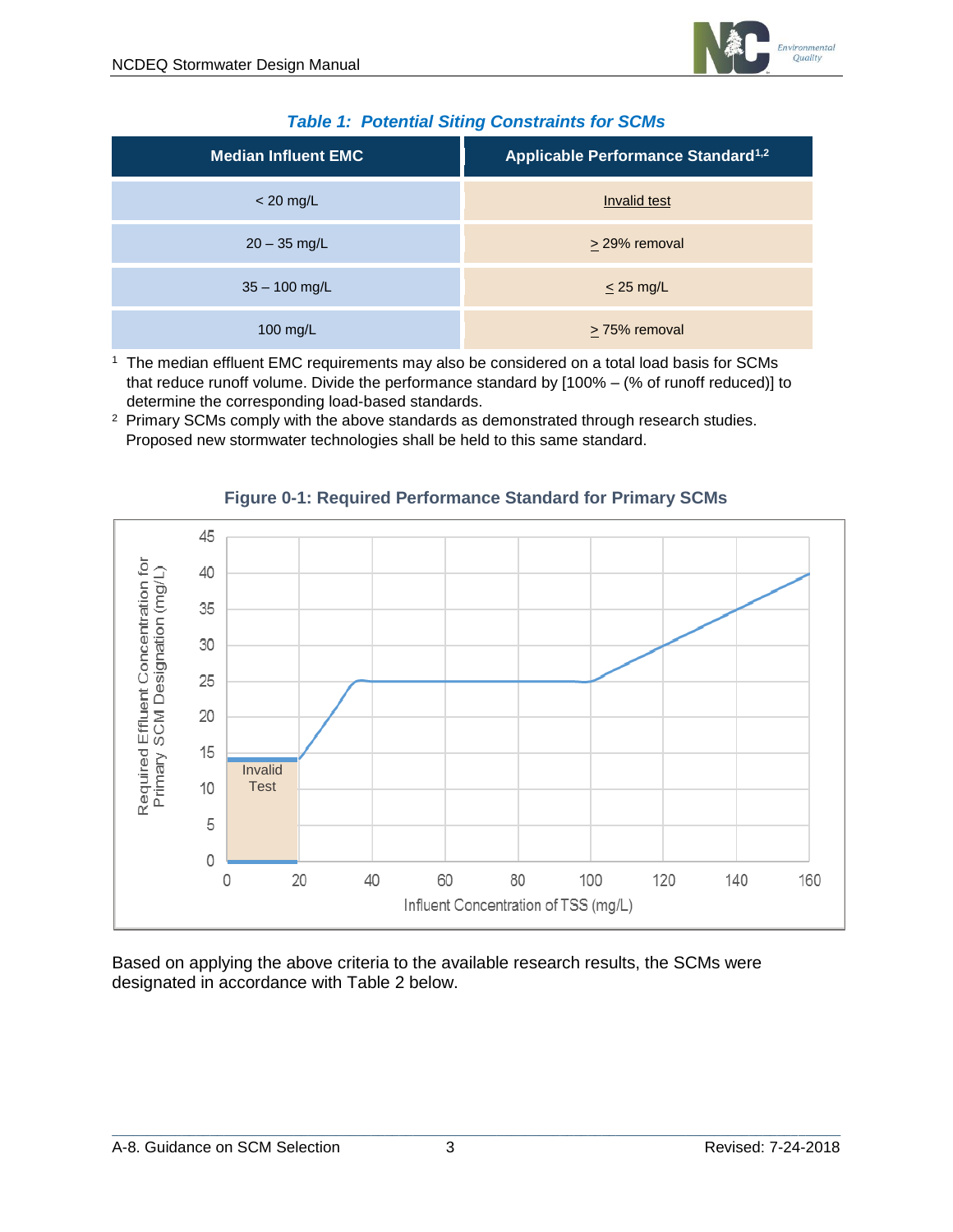*Table 1: Potential Siting Constraints for SCMs*

| Median Influent EMC | Applicable Performance Standard[1,2] |
|---|---|
| < 20 mg/L | Invalid test |
| 20 – 35 mg/L | > 29% removal |
| 35 – 100 mg/L | < 25 mg/L |
| 100 mg/L | > 75% removal |

[1] The median effluent EMC requirements may also be considered on a total load basis for SCMs that reduce runoff volume. Divide the performance standard by [100% – (% of runoff reduced)] to determine the corresponding load-based standards.

[2] Primary SCMs comply with the above standards as demonstrated through research studies. Proposed new stormwater technologies shall be held to this same standard.

**Figure 0-1: Required Performance Standard for Primary SCMs**

Based on applying the above criteria to the available research results, the SCMs were designated in accordance with Table 2 below.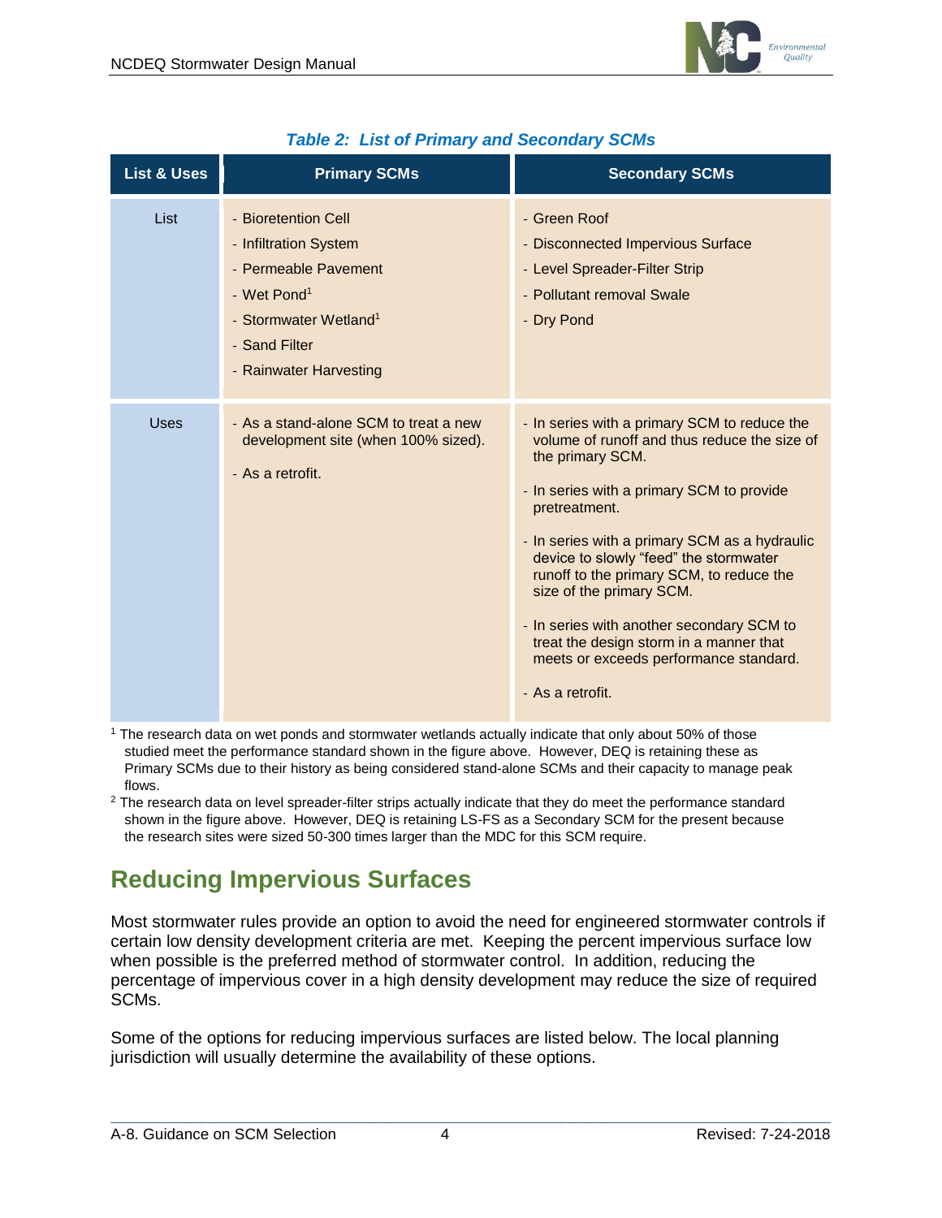*Table 2: List of Primary and Secondary SCMs*

| List & Uses | Primary SCMs | Secondary SCMs |
|---|---|---|
| List | - Bioretention Cell<br>- Infiltration System<br>- Permeable Pavement<br>- Wet Pond[1]<br>- Stormwater Wetland[1]<br>- Sand Filter<br>- Rainwater Harvesting | - Green Roof<br>- Disconnected Impervious Surface<br>- Level Spreader-Filter Strip<br>- Pollutant removal Swale<br>- Dry Pond |
| Uses | - As a stand-alone SCM to treat a new development site (when 100% sized).<br>- As a retrofit. | - In series with a primary SCM to reduce the volume of runoff and thus reduce the size of the primary SCM.<br>- In series with a primary SCM to provide pretreatment.<br>- In series with a primary SCM as a hydraulic device to slowly "feed" the stormwater runoff to the primary SCM, to reduce the size of the primary SCM.<br>- In series with another secondary SCM to treat the design storm in a manner that meets or exceeds performance standard.<br>- As a retrofit. |

[1] The research data on wet ponds and stormwater wetlands actually indicate that only about 50% of those studied meet the performance standard shown in the figure above. However, DEQ is retaining these as Primary SCMs due to their history as being considered stand-alone SCMs and their capacity to manage peak flows.

[2] The research data on level spreader-filter strips actually indicate that they do meet the performance standard shown in the figure above. However, DEQ is retaining LS-FS as a Secondary SCM for the present because the research sites were sized 50-300 times larger than the MDC for this SCM require.

## Reducing Impervious Surfaces

Most stormwater rules provide an option to avoid the need for engineered stormwater controls if certain low density development criteria are met. Keeping the percent impervious surface low when possible is the preferred method of stormwater control. In addition, reducing the percentage of impervious cover in a high density development may reduce the size of required SCMs.

Some of the options for reducing impervious surfaces are listed below. The local planning jurisdiction will usually determine the availability of these options.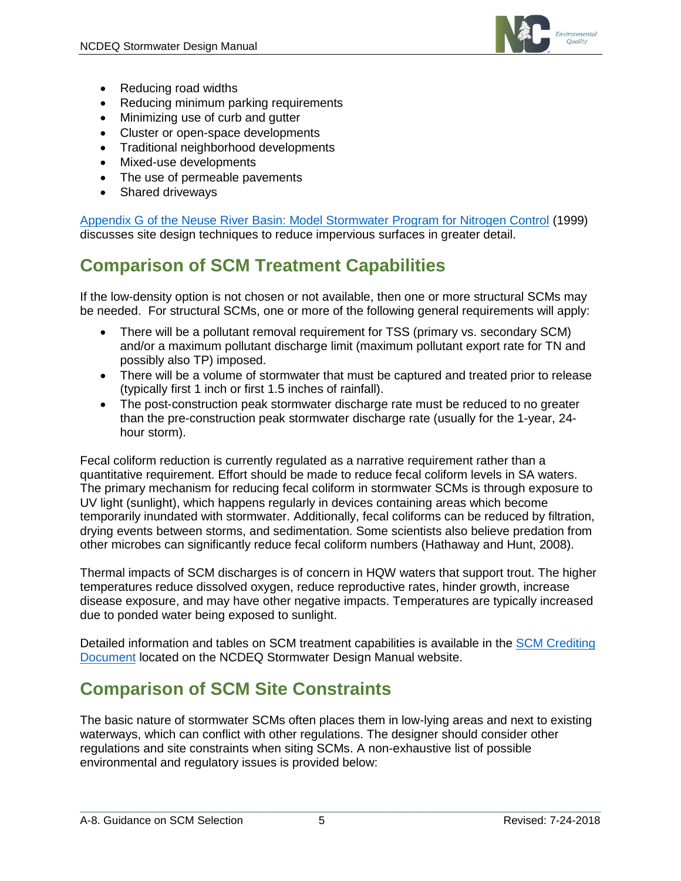- Reducing road widths
- Reducing minimum parking requirements
- Minimizing use of curb and gutter
- Cluster or open-space developments
- Traditional neighborhood developments
- Mixed-use developments
- The use of permeable pavements
- Shared driveways

Appendix G of the Neuse River Basin: Model Stormwater Program for Nitrogen Control (1999) discusses site design techniques to reduce impervious surfaces in greater detail.

## Comparison of SCM Treatment Capabilities

If the low-density option is not chosen or not available, then one or more structural SCMs may be needed. For structural SCMs, one or more of the following general requirements will apply:

- There will be a pollutant removal requirement for TSS (primary vs. secondary SCM) and/or a maximum pollutant discharge limit (maximum pollutant export rate for TN and possibly also TP) imposed.
- There will be a volume of stormwater that must be captured and treated prior to release (typically first 1 inch or first 1.5 inches of rainfall).
- The post-construction peak stormwater discharge rate must be reduced to no greater than the pre-construction peak stormwater discharge rate (usually for the 1-year, 24-hour storm).

Fecal coliform reduction is currently regulated as a narrative requirement rather than a quantitative requirement. Effort should be made to reduce fecal coliform levels in SA waters. The primary mechanism for reducing fecal coliform in stormwater SCMs is through exposure to UV light (sunlight), which happens regularly in devices containing areas which become temporarily inundated with stormwater. Additionally, fecal coliforms can be reduced by filtration, drying events between storms, and sedimentation. Some scientists also believe predation from other microbes can significantly reduce fecal coliform numbers (Hathaway and Hunt, 2008).

Thermal impacts of SCM discharges is of concern in HQW waters that support trout. The higher temperatures reduce dissolved oxygen, reduce reproductive rates, hinder growth, increase disease exposure, and may have other negative impacts. Temperatures are typically increased due to ponded water being exposed to sunlight.

Detailed information and tables on SCM treatment capabilities is available in the SCM Crediting Document located on the NCDEQ Stormwater Design Manual website.

## Comparison of SCM Site Constraints

The basic nature of stormwater SCMs often places them in low-lying areas and next to existing waterways, which can conflict with other regulations. The designer should consider other regulations and site constraints when siting SCMs. A non-exhaustive list of possible environmental and regulatory issues is provided below: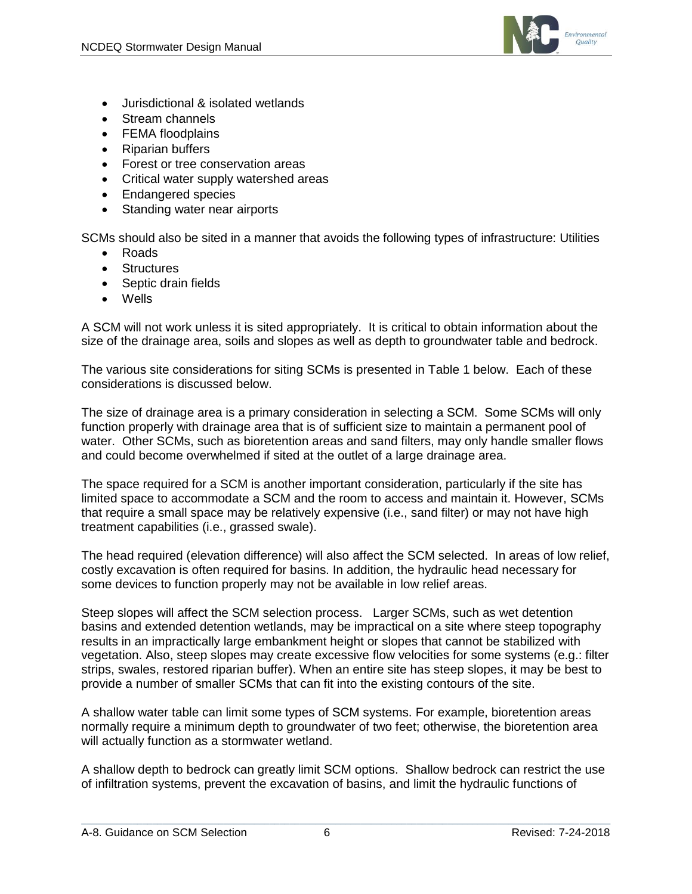- Jurisdictional & isolated wetlands
- Stream channels
- FEMA floodplains
- Riparian buffers
- Forest or tree conservation areas
- Critical water supply watershed areas
- Endangered species
- Standing water near airports

SCMs should also be sited in a manner that avoids the following types of infrastructure: Utilities

- Roads
- Structures
- Septic drain fields
- Wells

A SCM will not work unless it is sited appropriately. It is critical to obtain information about the size of the drainage area, soils and slopes as well as depth to groundwater table and bedrock.

The various site considerations for siting SCMs is presented in Table 1 below. Each of these considerations is discussed below.

The size of drainage area is a primary consideration in selecting a SCM. Some SCMs will only function properly with drainage area that is of sufficient size to maintain a permanent pool of water. Other SCMs, such as bioretention areas and sand filters, may only handle smaller flows and could become overwhelmed if sited at the outlet of a large drainage area.

The space required for a SCM is another important consideration, particularly if the site has limited space to accommodate a SCM and the room to access and maintain it. However, SCMs that require a small space may be relatively expensive (i.e., sand filter) or may not have high treatment capabilities (i.e., grassed swale).

The head required (elevation difference) will also affect the SCM selected. In areas of low relief, costly excavation is often required for basins. In addition, the hydraulic head necessary for some devices to function properly may not be available in low relief areas.

Steep slopes will affect the SCM selection process. Larger SCMs, such as wet detention basins and extended detention wetlands, may be impractical on a site where steep topography results in an impractically large embankment height or slopes that cannot be stabilized with vegetation. Also, steep slopes may create excessive flow velocities for some systems (e.g.: filter strips, swales, restored riparian buffer). When an entire site has steep slopes, it may be best to provide a number of smaller SCMs that can fit into the existing contours of the site.

A shallow water table can limit some types of SCM systems. For example, bioretention areas normally require a minimum depth to groundwater of two feet; otherwise, the bioretention area will actually function as a stormwater wetland.

A shallow depth to bedrock can greatly limit SCM options. Shallow bedrock can restrict the use of infiltration systems, prevent the excavation of basins, and limit the hydraulic functions of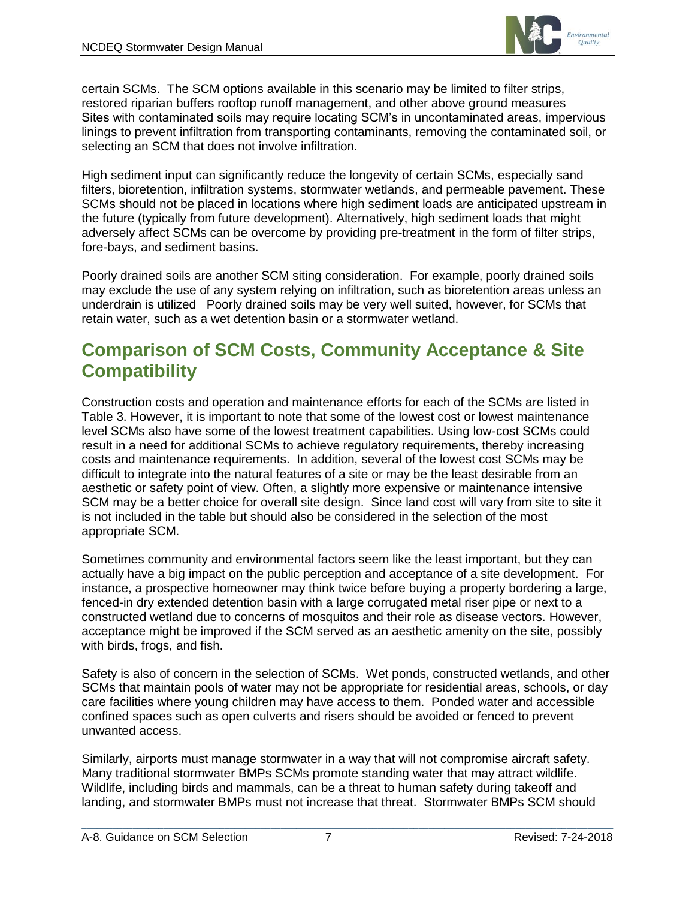certain SCMs. The SCM options available in this scenario may be limited to filter strips, restored riparian buffers rooftop runoff management, and other above ground measures Sites with contaminated soils may require locating SCM's in uncontaminated areas, impervious linings to prevent infiltration from transporting contaminants, removing the contaminated soil, or selecting an SCM that does not involve infiltration.

High sediment input can significantly reduce the longevity of certain SCMs, especially sand filters, bioretention, infiltration systems, stormwater wetlands, and permeable pavement. These SCMs should not be placed in locations where high sediment loads are anticipated upstream in the future (typically from future development). Alternatively, high sediment loads that might adversely affect SCMs can be overcome by providing pre-treatment in the form of filter strips, fore-bays, and sediment basins.

Poorly drained soils are another SCM siting consideration. For example, poorly drained soils may exclude the use of any system relying on infiltration, such as bioretention areas unless an underdrain is utilized Poorly drained soils may be very well suited, however, for SCMs that retain water, such as a wet detention basin or a stormwater wetland.

## Comparison of SCM Costs, Community Acceptance & Site Compatibility

Construction costs and operation and maintenance efforts for each of the SCMs are listed in Table 3. However, it is important to note that some of the lowest cost or lowest maintenance level SCMs also have some of the lowest treatment capabilities. Using low-cost SCMs could result in a need for additional SCMs to achieve regulatory requirements, thereby increasing costs and maintenance requirements. In addition, several of the lowest cost SCMs may be difficult to integrate into the natural features of a site or may be the least desirable from an aesthetic or safety point of view. Often, a slightly more expensive or maintenance intensive SCM may be a better choice for overall site design. Since land cost will vary from site to site it is not included in the table but should also be considered in the selection of the most appropriate SCM.

Sometimes community and environmental factors seem like the least important, but they can actually have a big impact on the public perception and acceptance of a site development. For instance, a prospective homeowner may think twice before buying a property bordering a large, fenced-in dry extended detention basin with a large corrugated metal riser pipe or next to a constructed wetland due to concerns of mosquitos and their role as disease vectors. However, acceptance might be improved if the SCM served as an aesthetic amenity on the site, possibly with birds, frogs, and fish.

Safety is also of concern in the selection of SCMs. Wet ponds, constructed wetlands, and other SCMs that maintain pools of water may not be appropriate for residential areas, schools, or day care facilities where young children may have access to them. Ponded water and accessible confined spaces such as open culverts and risers should be avoided or fenced to prevent unwanted access.

Similarly, airports must manage stormwater in a way that will not compromise aircraft safety. Many traditional stormwater BMPs SCMs promote standing water that may attract wildlife. Wildlife, including birds and mammals, can be a threat to human safety during takeoff and landing, and stormwater BMPs must not increase that threat. Stormwater BMPs SCM should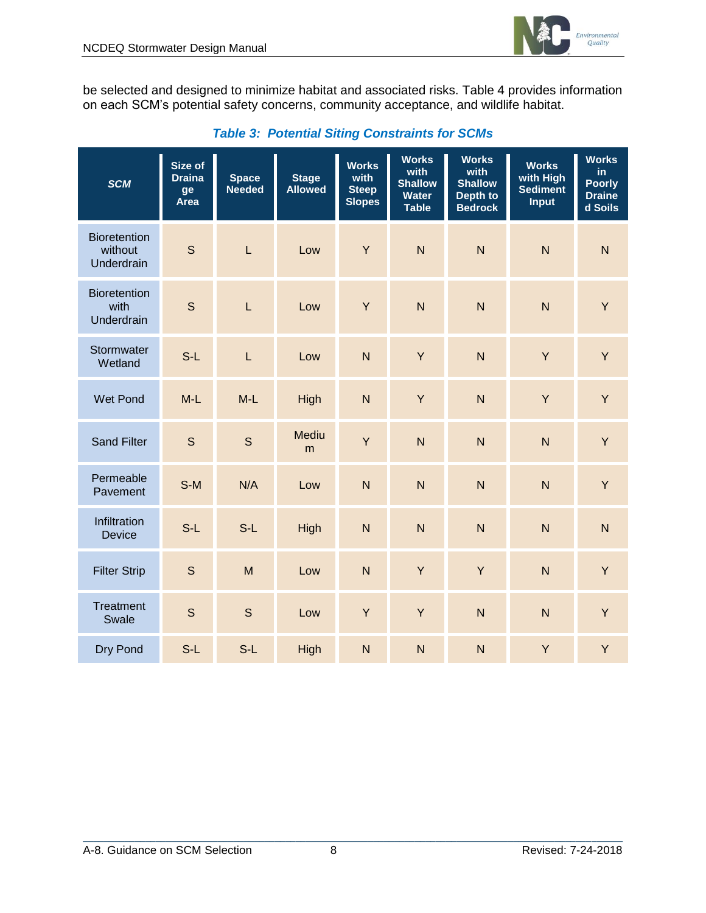be selected and designed to minimize habitat and associated risks. Table 4 provides information on each SCM's potential safety concerns, community acceptance, and wildlife habitat.

***Table 3: Potential Siting Constraints for SCMs***

| SCM | Size of Drainage Area | Space Needed | Stage Allowed | Works with Steep Slopes | Works with Shallow Water Table | Works with Shallow Depth to Bedrock | Works with High Sediment Input | Works in Poorly Drained Soils |
|---|---|---|---|---|---|---|---|---|
| Bioretention without Underdrain | S | L | Low | Y | N | N | N | N |
| Bioretention with Underdrain | S | L | Low | Y | N | N | N | Y |
| Stormwater Wetland | S-L | L | Low | N | Y | N | Y | Y |
| Wet Pond | M-L | M-L | High | N | Y | N | Y | Y |
| Sand Filter | S | S | Medium | Y | N | N | N | Y |
| Permeable Pavement | S-M | N/A | Low | N | N | N | N | Y |
| Infiltration Device | S-L | S-L | High | N | N | N | N | N |
| Filter Strip | S | M | Low | N | Y | Y | N | Y |
| Treatment Swale | S | S | Low | Y | Y | N | N | Y |
| Dry Pond | S-L | S-L | High | N | N | N | Y | Y |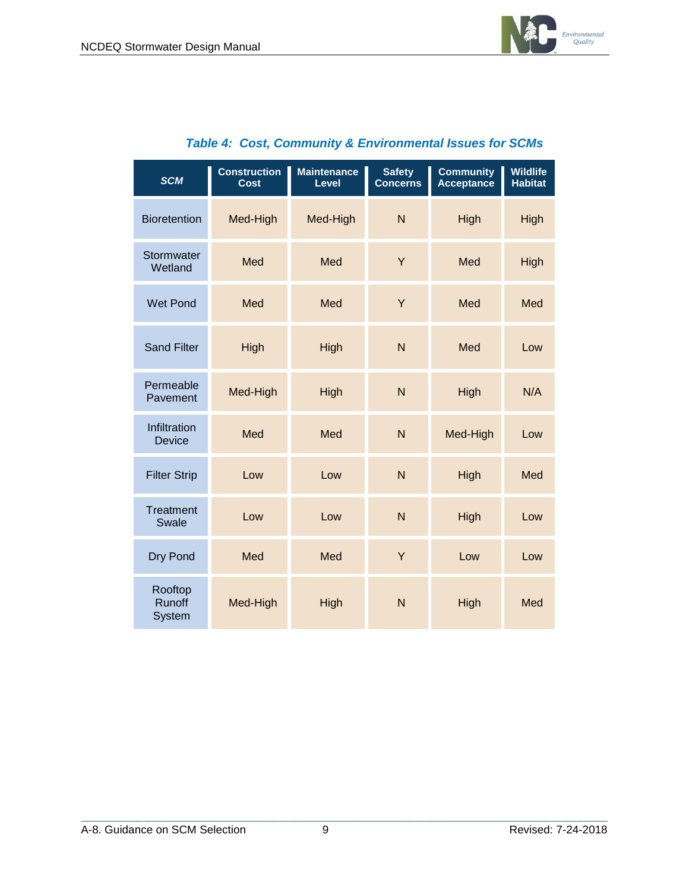***Table 4: Cost, Community & Environmental Issues for SCMs***

| *SCM* | Construction Cost | Maintenance Level | Safety Concerns | Community Acceptance | Wildlife Habitat |
|---|---|---|---|---|---|
| Bioretention | Med-High | Med-High | N | High | High |
| Stormwater Wetland | Med | Med | Y | Med | High |
| Wet Pond | Med | Med | Y | Med | Med |
| Sand Filter | High | High | N | Med | Low |
| Permeable Pavement | Med-High | High | N | High | N/A |
| Infiltration Device | Med | Med | N | Med-High | Low |
| Filter Strip | Low | Low | N | High | Med |
| Treatment Swale | Low | Low | N | High | Low |
| Dry Pond | Med | Med | Y | Low | Low |
| Rooftop Runoff System | Med-High | High | N | High | Med |